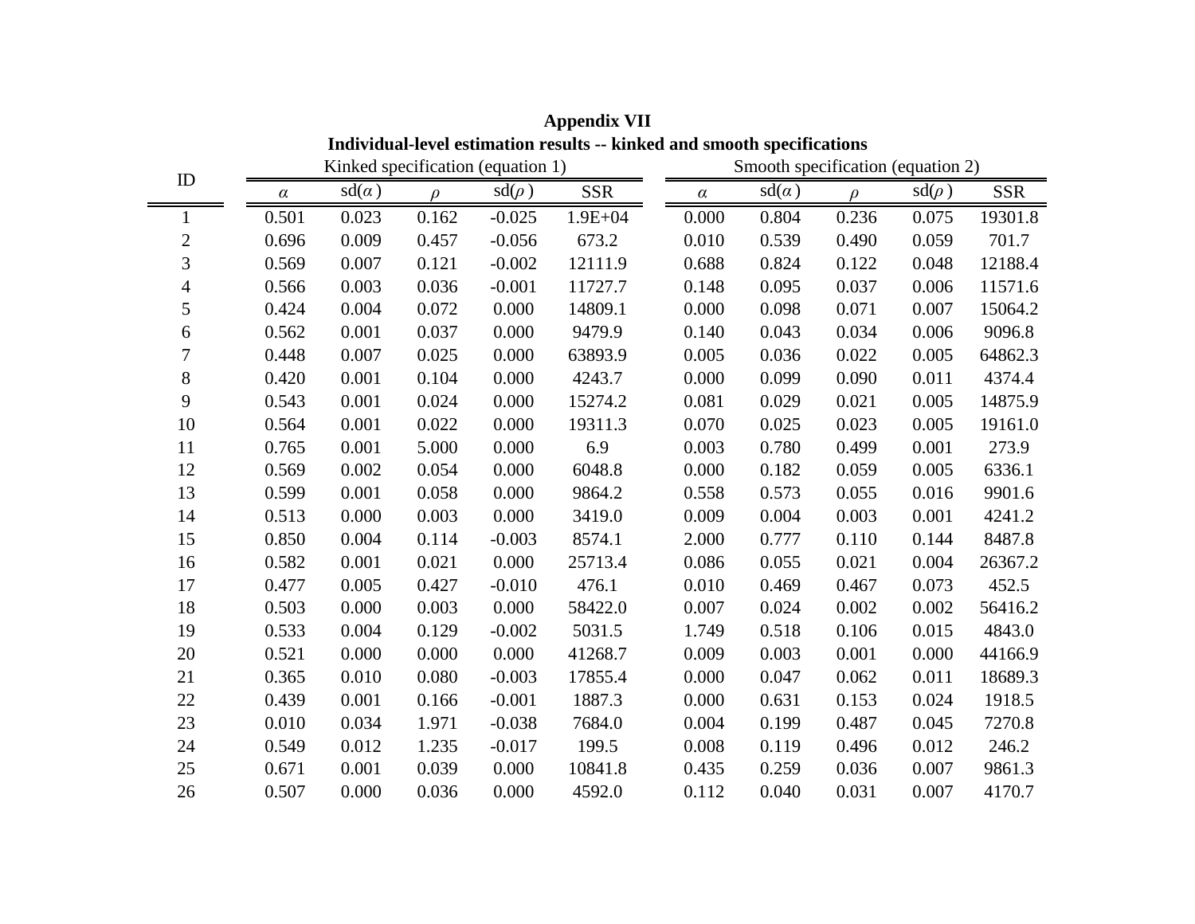**Appendix VII**

**Individual-level estimation results -- kinked and smooth specifications**

| ID | Kinked specification (equation 1) | | | | | Smooth specification (equation 2) | | | | |
|---|---|---|---|---|---|---|---|---|---|---|
| | $\alpha$ | sd($\alpha$) | $\rho$ | sd($\rho$) | SSR | $\alpha$ | sd($\alpha$) | $\rho$ | sd($\rho$) | SSR |
| 1 | 0.501 | 0.023 | 0.162 | -0.025 | 1.9E+04 | 0.000 | 0.804 | 0.236 | 0.075 | 19301.8 |
| 2 | 0.696 | 0.009 | 0.457 | -0.056 | 673.2 | 0.010 | 0.539 | 0.490 | 0.059 | 701.7 |
| 3 | 0.569 | 0.007 | 0.121 | -0.002 | 12111.9 | 0.688 | 0.824 | 0.122 | 0.048 | 12188.4 |
| 4 | 0.566 | 0.003 | 0.036 | -0.001 | 11727.7 | 0.148 | 0.095 | 0.037 | 0.006 | 11571.6 |
| 5 | 0.424 | 0.004 | 0.072 | 0.000 | 14809.1 | 0.000 | 0.098 | 0.071 | 0.007 | 15064.2 |
| 6 | 0.562 | 0.001 | 0.037 | 0.000 | 9479.9 | 0.140 | 0.043 | 0.034 | 0.006 | 9096.8 |
| 7 | 0.448 | 0.007 | 0.025 | 0.000 | 63893.9 | 0.005 | 0.036 | 0.022 | 0.005 | 64862.3 |
| 8 | 0.420 | 0.001 | 0.104 | 0.000 | 4243.7 | 0.000 | 0.099 | 0.090 | 0.011 | 4374.4 |
| 9 | 0.543 | 0.001 | 0.024 | 0.000 | 15274.2 | 0.081 | 0.029 | 0.021 | 0.005 | 14875.9 |
| 10 | 0.564 | 0.001 | 0.022 | 0.000 | 19311.3 | 0.070 | 0.025 | 0.023 | 0.005 | 19161.0 |
| 11 | 0.765 | 0.001 | 5.000 | 0.000 | 6.9 | 0.003 | 0.780 | 0.499 | 0.001 | 273.9 |
| 12 | 0.569 | 0.002 | 0.054 | 0.000 | 6048.8 | 0.000 | 0.182 | 0.059 | 0.005 | 6336.1 |
| 13 | 0.599 | 0.001 | 0.058 | 0.000 | 9864.2 | 0.558 | 0.573 | 0.055 | 0.016 | 9901.6 |
| 14 | 0.513 | 0.000 | 0.003 | 0.000 | 3419.0 | 0.009 | 0.004 | 0.003 | 0.001 | 4241.2 |
| 15 | 0.850 | 0.004 | 0.114 | -0.003 | 8574.1 | 2.000 | 0.777 | 0.110 | 0.144 | 8487.8 |
| 16 | 0.582 | 0.001 | 0.021 | 0.000 | 25713.4 | 0.086 | 0.055 | 0.021 | 0.004 | 26367.2 |
| 17 | 0.477 | 0.005 | 0.427 | -0.010 | 476.1 | 0.010 | 0.469 | 0.467 | 0.073 | 452.5 |
| 18 | 0.503 | 0.000 | 0.003 | 0.000 | 58422.0 | 0.007 | 0.024 | 0.002 | 0.002 | 56416.2 |
| 19 | 0.533 | 0.004 | 0.129 | -0.002 | 5031.5 | 1.749 | 0.518 | 0.106 | 0.015 | 4843.0 |
| 20 | 0.521 | 0.000 | 0.000 | 0.000 | 41268.7 | 0.009 | 0.003 | 0.001 | 0.000 | 44166.9 |
| 21 | 0.365 | 0.010 | 0.080 | -0.003 | 17855.4 | 0.000 | 0.047 | 0.062 | 0.011 | 18689.3 |
| 22 | 0.439 | 0.001 | 0.166 | -0.001 | 1887.3 | 0.000 | 0.631 | 0.153 | 0.024 | 1918.5 |
| 23 | 0.010 | 0.034 | 1.971 | -0.038 | 7684.0 | 0.004 | 0.199 | 0.487 | 0.045 | 7270.8 |
| 24 | 0.549 | 0.012 | 1.235 | -0.017 | 199.5 | 0.008 | 0.119 | 0.496 | 0.012 | 246.2 |
| 25 | 0.671 | 0.001 | 0.039 | 0.000 | 10841.8 | 0.435 | 0.259 | 0.036 | 0.007 | 9861.3 |
| 26 | 0.507 | 0.000 | 0.036 | 0.000 | 4592.0 | 0.112 | 0.040 | 0.031 | 0.007 | 4170.7 |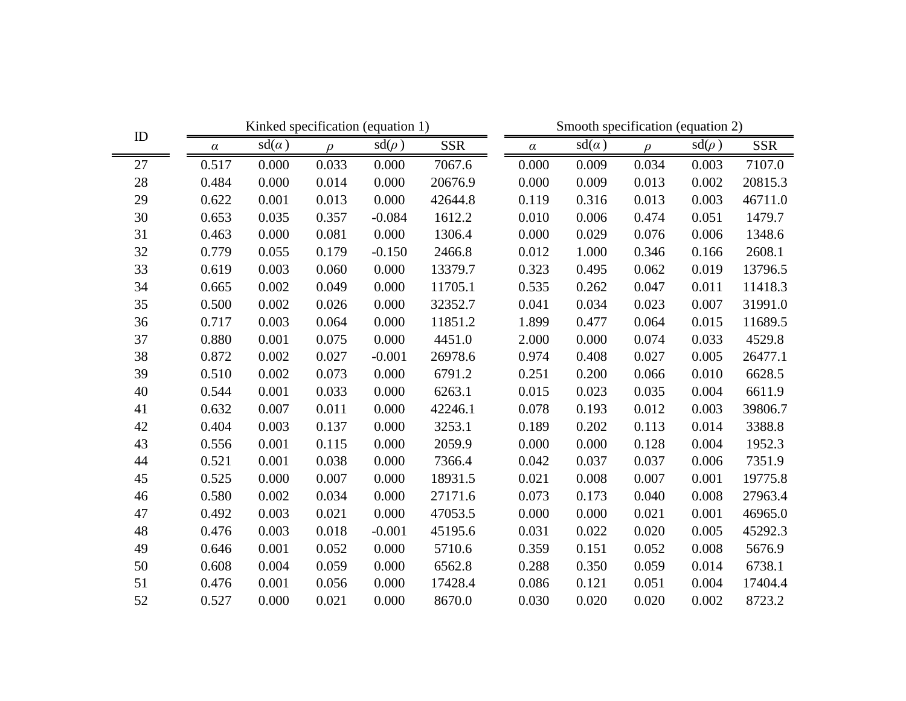| ID | Kinked specification (equation 1) | | | | | Smooth specification (equation 2) | | | | |
|---|---|---|---|---|---|---|---|---|---|---|
| | $\alpha$ | sd($\alpha$) | $\rho$ | sd($\rho$) | SSR | $\alpha$ | sd($\alpha$) | $\rho$ | sd($\rho$) | SSR |
| 27 | 0.517 | 0.000 | 0.033 | 0.000 | 7067.6 | 0.000 | 0.009 | 0.034 | 0.003 | 7107.0 |
| 28 | 0.484 | 0.000 | 0.014 | 0.000 | 20676.9 | 0.000 | 0.009 | 0.013 | 0.002 | 20815.3 |
| 29 | 0.622 | 0.001 | 0.013 | 0.000 | 42644.8 | 0.119 | 0.316 | 0.013 | 0.003 | 46711.0 |
| 30 | 0.653 | 0.035 | 0.357 | -0.084 | 1612.2 | 0.010 | 0.006 | 0.474 | 0.051 | 1479.7 |
| 31 | 0.463 | 0.000 | 0.081 | 0.000 | 1306.4 | 0.000 | 0.029 | 0.076 | 0.006 | 1348.6 |
| 32 | 0.779 | 0.055 | 0.179 | -0.150 | 2466.8 | 0.012 | 1.000 | 0.346 | 0.166 | 2608.1 |
| 33 | 0.619 | 0.003 | 0.060 | 0.000 | 13379.7 | 0.323 | 0.495 | 0.062 | 0.019 | 13796.5 |
| 34 | 0.665 | 0.002 | 0.049 | 0.000 | 11705.1 | 0.535 | 0.262 | 0.047 | 0.011 | 11418.3 |
| 35 | 0.500 | 0.002 | 0.026 | 0.000 | 32352.7 | 0.041 | 0.034 | 0.023 | 0.007 | 31991.0 |
| 36 | 0.717 | 0.003 | 0.064 | 0.000 | 11851.2 | 1.899 | 0.477 | 0.064 | 0.015 | 11689.5 |
| 37 | 0.880 | 0.001 | 0.075 | 0.000 | 4451.0 | 2.000 | 0.000 | 0.074 | 0.033 | 4529.8 |
| 38 | 0.872 | 0.002 | 0.027 | -0.001 | 26978.6 | 0.974 | 0.408 | 0.027 | 0.005 | 26477.1 |
| 39 | 0.510 | 0.002 | 0.073 | 0.000 | 6791.2 | 0.251 | 0.200 | 0.066 | 0.010 | 6628.5 |
| 40 | 0.544 | 0.001 | 0.033 | 0.000 | 6263.1 | 0.015 | 0.023 | 0.035 | 0.004 | 6611.9 |
| 41 | 0.632 | 0.007 | 0.011 | 0.000 | 42246.1 | 0.078 | 0.193 | 0.012 | 0.003 | 39806.7 |
| 42 | 0.404 | 0.003 | 0.137 | 0.000 | 3253.1 | 0.189 | 0.202 | 0.113 | 0.014 | 3388.8 |
| 43 | 0.556 | 0.001 | 0.115 | 0.000 | 2059.9 | 0.000 | 0.000 | 0.128 | 0.004 | 1952.3 |
| 44 | 0.521 | 0.001 | 0.038 | 0.000 | 7366.4 | 0.042 | 0.037 | 0.037 | 0.006 | 7351.9 |
| 45 | 0.525 | 0.000 | 0.007 | 0.000 | 18931.5 | 0.021 | 0.008 | 0.007 | 0.001 | 19775.8 |
| 46 | 0.580 | 0.002 | 0.034 | 0.000 | 27171.6 | 0.073 | 0.173 | 0.040 | 0.008 | 27963.4 |
| 47 | 0.492 | 0.003 | 0.021 | 0.000 | 47053.5 | 0.000 | 0.000 | 0.021 | 0.001 | 46965.0 |
| 48 | 0.476 | 0.003 | 0.018 | -0.001 | 45195.6 | 0.031 | 0.022 | 0.020 | 0.005 | 45292.3 |
| 49 | 0.646 | 0.001 | 0.052 | 0.000 | 5710.6 | 0.359 | 0.151 | 0.052 | 0.008 | 5676.9 |
| 50 | 0.608 | 0.004 | 0.059 | 0.000 | 6562.8 | 0.288 | 0.350 | 0.059 | 0.014 | 6738.1 |
| 51 | 0.476 | 0.001 | 0.056 | 0.000 | 17428.4 | 0.086 | 0.121 | 0.051 | 0.004 | 17404.4 |
| 52 | 0.527 | 0.000 | 0.021 | 0.000 | 8670.0 | 0.030 | 0.020 | 0.020 | 0.002 | 8723.2 |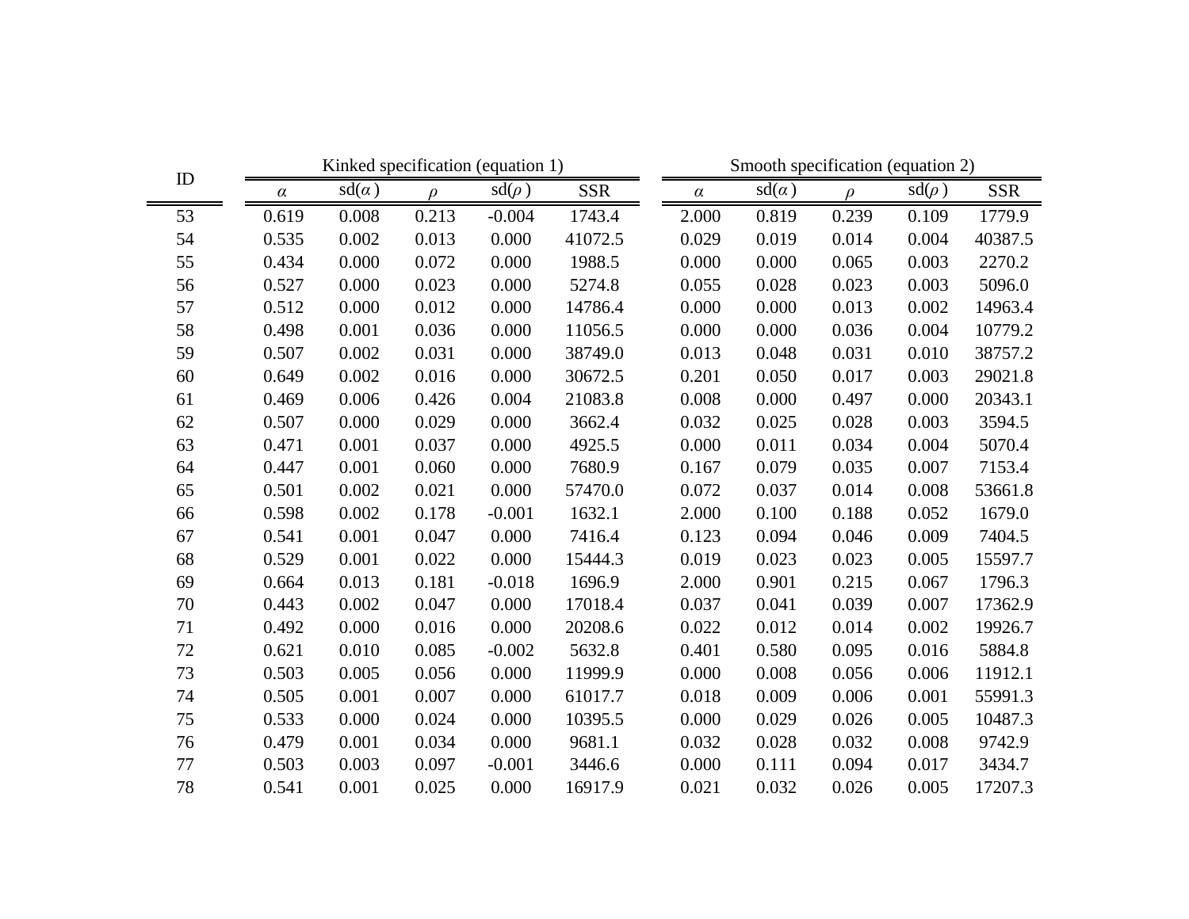| ID | Kinked specification (equation 1) | | | | | Smooth specification (equation 2) | | | | |
|---|---|---|---|---|---|---|---|---|---|---|
| | $\alpha$ | sd($\alpha$) | $\rho$ | sd($\rho$) | SSR | $\alpha$ | sd($\alpha$) | $\rho$ | sd($\rho$) | SSR |
| 53 | 0.619 | 0.008 | 0.213 | -0.004 | 1743.4 | 2.000 | 0.819 | 0.239 | 0.109 | 1779.9 |
| 54 | 0.535 | 0.002 | 0.013 | 0.000 | 41072.5 | 0.029 | 0.019 | 0.014 | 0.004 | 40387.5 |
| 55 | 0.434 | 0.000 | 0.072 | 0.000 | 1988.5 | 0.000 | 0.000 | 0.065 | 0.003 | 2270.2 |
| 56 | 0.527 | 0.000 | 0.023 | 0.000 | 5274.8 | 0.055 | 0.028 | 0.023 | 0.003 | 5096.0 |
| 57 | 0.512 | 0.000 | 0.012 | 0.000 | 14786.4 | 0.000 | 0.000 | 0.013 | 0.002 | 14963.4 |
| 58 | 0.498 | 0.001 | 0.036 | 0.000 | 11056.5 | 0.000 | 0.000 | 0.036 | 0.004 | 10779.2 |
| 59 | 0.507 | 0.002 | 0.031 | 0.000 | 38749.0 | 0.013 | 0.048 | 0.031 | 0.010 | 38757.2 |
| 60 | 0.649 | 0.002 | 0.016 | 0.000 | 30672.5 | 0.201 | 0.050 | 0.017 | 0.003 | 29021.8 |
| 61 | 0.469 | 0.006 | 0.426 | 0.004 | 21083.8 | 0.008 | 0.000 | 0.497 | 0.000 | 20343.1 |
| 62 | 0.507 | 0.000 | 0.029 | 0.000 | 3662.4 | 0.032 | 0.025 | 0.028 | 0.003 | 3594.5 |
| 63 | 0.471 | 0.001 | 0.037 | 0.000 | 4925.5 | 0.000 | 0.011 | 0.034 | 0.004 | 5070.4 |
| 64 | 0.447 | 0.001 | 0.060 | 0.000 | 7680.9 | 0.167 | 0.079 | 0.035 | 0.007 | 7153.4 |
| 65 | 0.501 | 0.002 | 0.021 | 0.000 | 57470.0 | 0.072 | 0.037 | 0.014 | 0.008 | 53661.8 |
| 66 | 0.598 | 0.002 | 0.178 | -0.001 | 1632.1 | 2.000 | 0.100 | 0.188 | 0.052 | 1679.0 |
| 67 | 0.541 | 0.001 | 0.047 | 0.000 | 7416.4 | 0.123 | 0.094 | 0.046 | 0.009 | 7404.5 |
| 68 | 0.529 | 0.001 | 0.022 | 0.000 | 15444.3 | 0.019 | 0.023 | 0.023 | 0.005 | 15597.7 |
| 69 | 0.664 | 0.013 | 0.181 | -0.018 | 1696.9 | 2.000 | 0.901 | 0.215 | 0.067 | 1796.3 |
| 70 | 0.443 | 0.002 | 0.047 | 0.000 | 17018.4 | 0.037 | 0.041 | 0.039 | 0.007 | 17362.9 |
| 71 | 0.492 | 0.000 | 0.016 | 0.000 | 20208.6 | 0.022 | 0.012 | 0.014 | 0.002 | 19926.7 |
| 72 | 0.621 | 0.010 | 0.085 | -0.002 | 5632.8 | 0.401 | 0.580 | 0.095 | 0.016 | 5884.8 |
| 73 | 0.503 | 0.005 | 0.056 | 0.000 | 11999.9 | 0.000 | 0.008 | 0.056 | 0.006 | 11912.1 |
| 74 | 0.505 | 0.001 | 0.007 | 0.000 | 61017.7 | 0.018 | 0.009 | 0.006 | 0.001 | 55991.3 |
| 75 | 0.533 | 0.000 | 0.024 | 0.000 | 10395.5 | 0.000 | 0.029 | 0.026 | 0.005 | 10487.3 |
| 76 | 0.479 | 0.001 | 0.034 | 0.000 | 9681.1 | 0.032 | 0.028 | 0.032 | 0.008 | 9742.9 |
| 77 | 0.503 | 0.003 | 0.097 | -0.001 | 3446.6 | 0.000 | 0.111 | 0.094 | 0.017 | 3434.7 |
| 78 | 0.541 | 0.001 | 0.025 | 0.000 | 16917.9 | 0.021 | 0.032 | 0.026 | 0.005 | 17207.3 |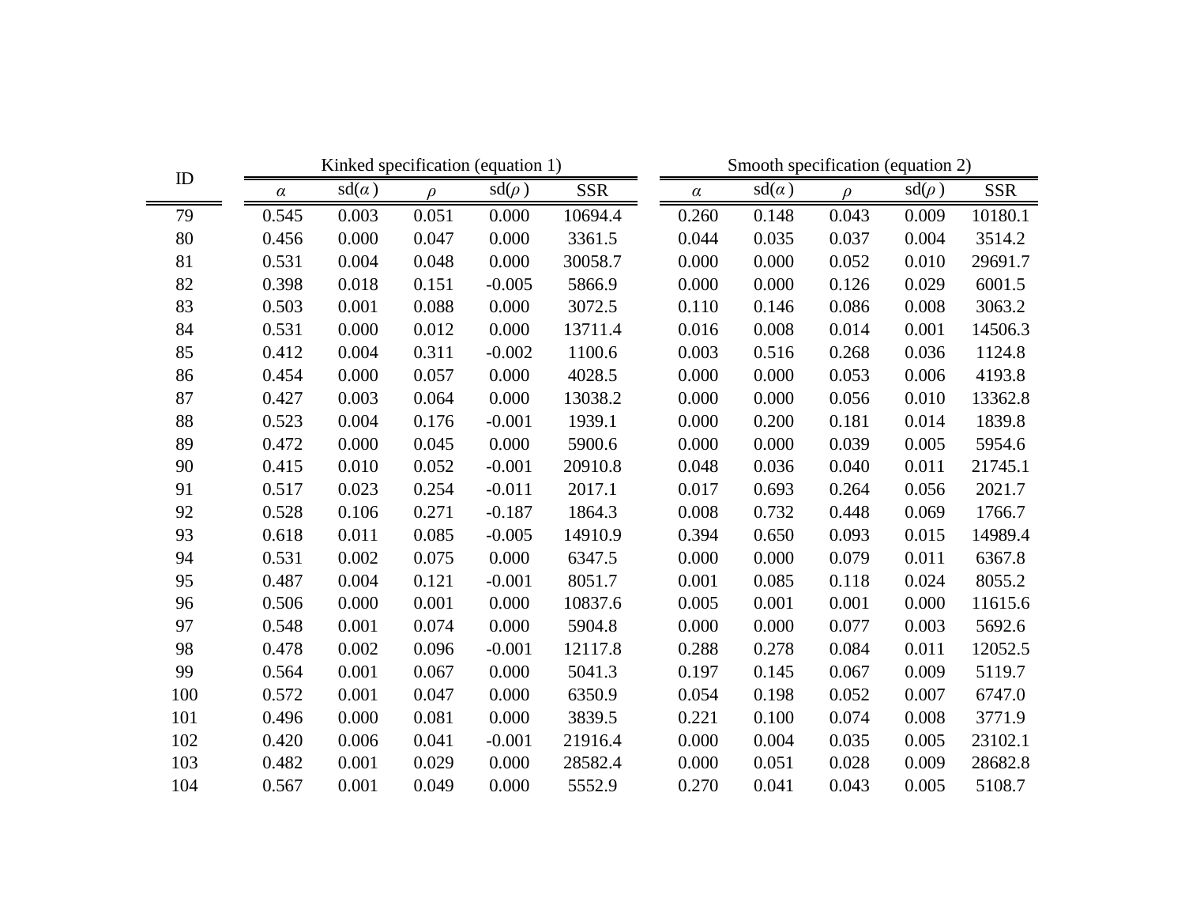| ID | Kinked specification (equation 1) | | | | | Smooth specification (equation 2) | | | | |
|---|---|---|---|---|---|---|---|---|---|---|
| | $\alpha$ | sd($\alpha$) | $\rho$ | sd($\rho$) | SSR | $\alpha$ | sd($\alpha$) | $\rho$ | sd($\rho$) | SSR |
| 79 | 0.545 | 0.003 | 0.051 | 0.000 | 10694.4 | 0.260 | 0.148 | 0.043 | 0.009 | 10180.1 |
| 80 | 0.456 | 0.000 | 0.047 | 0.000 | 3361.5 | 0.044 | 0.035 | 0.037 | 0.004 | 3514.2 |
| 81 | 0.531 | 0.004 | 0.048 | 0.000 | 30058.7 | 0.000 | 0.000 | 0.052 | 0.010 | 29691.7 |
| 82 | 0.398 | 0.018 | 0.151 | -0.005 | 5866.9 | 0.000 | 0.000 | 0.126 | 0.029 | 6001.5 |
| 83 | 0.503 | 0.001 | 0.088 | 0.000 | 3072.5 | 0.110 | 0.146 | 0.086 | 0.008 | 3063.2 |
| 84 | 0.531 | 0.000 | 0.012 | 0.000 | 13711.4 | 0.016 | 0.008 | 0.014 | 0.001 | 14506.3 |
| 85 | 0.412 | 0.004 | 0.311 | -0.002 | 1100.6 | 0.003 | 0.516 | 0.268 | 0.036 | 1124.8 |
| 86 | 0.454 | 0.000 | 0.057 | 0.000 | 4028.5 | 0.000 | 0.000 | 0.053 | 0.006 | 4193.8 |
| 87 | 0.427 | 0.003 | 0.064 | 0.000 | 13038.2 | 0.000 | 0.000 | 0.056 | 0.010 | 13362.8 |
| 88 | 0.523 | 0.004 | 0.176 | -0.001 | 1939.1 | 0.000 | 0.200 | 0.181 | 0.014 | 1839.8 |
| 89 | 0.472 | 0.000 | 0.045 | 0.000 | 5900.6 | 0.000 | 0.000 | 0.039 | 0.005 | 5954.6 |
| 90 | 0.415 | 0.010 | 0.052 | -0.001 | 20910.8 | 0.048 | 0.036 | 0.040 | 0.011 | 21745.1 |
| 91 | 0.517 | 0.023 | 0.254 | -0.011 | 2017.1 | 0.017 | 0.693 | 0.264 | 0.056 | 2021.7 |
| 92 | 0.528 | 0.106 | 0.271 | -0.187 | 1864.3 | 0.008 | 0.732 | 0.448 | 0.069 | 1766.7 |
| 93 | 0.618 | 0.011 | 0.085 | -0.005 | 14910.9 | 0.394 | 0.650 | 0.093 | 0.015 | 14989.4 |
| 94 | 0.531 | 0.002 | 0.075 | 0.000 | 6347.5 | 0.000 | 0.000 | 0.079 | 0.011 | 6367.8 |
| 95 | 0.487 | 0.004 | 0.121 | -0.001 | 8051.7 | 0.001 | 0.085 | 0.118 | 0.024 | 8055.2 |
| 96 | 0.506 | 0.000 | 0.001 | 0.000 | 10837.6 | 0.005 | 0.001 | 0.001 | 0.000 | 11615.6 |
| 97 | 0.548 | 0.001 | 0.074 | 0.000 | 5904.8 | 0.000 | 0.000 | 0.077 | 0.003 | 5692.6 |
| 98 | 0.478 | 0.002 | 0.096 | -0.001 | 12117.8 | 0.288 | 0.278 | 0.084 | 0.011 | 12052.5 |
| 99 | 0.564 | 0.001 | 0.067 | 0.000 | 5041.3 | 0.197 | 0.145 | 0.067 | 0.009 | 5119.7 |
| 100 | 0.572 | 0.001 | 0.047 | 0.000 | 6350.9 | 0.054 | 0.198 | 0.052 | 0.007 | 6747.0 |
| 101 | 0.496 | 0.000 | 0.081 | 0.000 | 3839.5 | 0.221 | 0.100 | 0.074 | 0.008 | 3771.9 |
| 102 | 0.420 | 0.006 | 0.041 | -0.001 | 21916.4 | 0.000 | 0.004 | 0.035 | 0.005 | 23102.1 |
| 103 | 0.482 | 0.001 | 0.029 | 0.000 | 28582.4 | 0.000 | 0.051 | 0.028 | 0.009 | 28682.8 |
| 104 | 0.567 | 0.001 | 0.049 | 0.000 | 5552.9 | 0.270 | 0.041 | 0.043 | 0.005 | 5108.7 |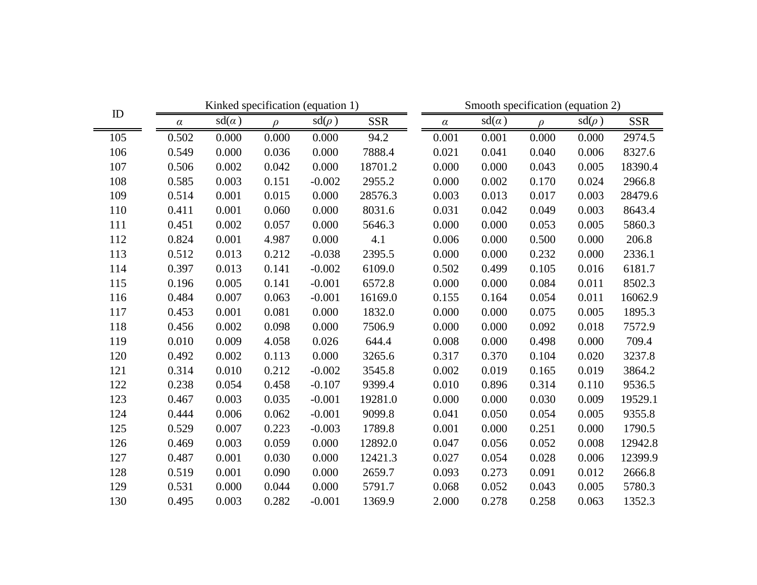| ID | Kinked specification (equation 1) | | | | | Smooth specification (equation 2) | | | | |
|---|---|---|---|---|---|---|---|---|---|---|
| | $\alpha$ | sd($\alpha$) | $\rho$ | sd($\rho$) | SSR | $\alpha$ | sd($\alpha$) | $\rho$ | sd($\rho$) | SSR |
| 105 | 0.502 | 0.000 | 0.000 | 0.000 | 94.2 | 0.001 | 0.001 | 0.000 | 0.000 | 2974.5 |
| 106 | 0.549 | 0.000 | 0.036 | 0.000 | 7888.4 | 0.021 | 0.041 | 0.040 | 0.006 | 8327.6 |
| 107 | 0.506 | 0.002 | 0.042 | 0.000 | 18701.2 | 0.000 | 0.000 | 0.043 | 0.005 | 18390.4 |
| 108 | 0.585 | 0.003 | 0.151 | -0.002 | 2955.2 | 0.000 | 0.002 | 0.170 | 0.024 | 2966.8 |
| 109 | 0.514 | 0.001 | 0.015 | 0.000 | 28576.3 | 0.003 | 0.013 | 0.017 | 0.003 | 28479.6 |
| 110 | 0.411 | 0.001 | 0.060 | 0.000 | 8031.6 | 0.031 | 0.042 | 0.049 | 0.003 | 8643.4 |
| 111 | 0.451 | 0.002 | 0.057 | 0.000 | 5646.3 | 0.000 | 0.000 | 0.053 | 0.005 | 5860.3 |
| 112 | 0.824 | 0.001 | 4.987 | 0.000 | 4.1 | 0.006 | 0.000 | 0.500 | 0.000 | 206.8 |
| 113 | 0.512 | 0.013 | 0.212 | -0.038 | 2395.5 | 0.000 | 0.000 | 0.232 | 0.000 | 2336.1 |
| 114 | 0.397 | 0.013 | 0.141 | -0.002 | 6109.0 | 0.502 | 0.499 | 0.105 | 0.016 | 6181.7 |
| 115 | 0.196 | 0.005 | 0.141 | -0.001 | 6572.8 | 0.000 | 0.000 | 0.084 | 0.011 | 8502.3 |
| 116 | 0.484 | 0.007 | 0.063 | -0.001 | 16169.0 | 0.155 | 0.164 | 0.054 | 0.011 | 16062.9 |
| 117 | 0.453 | 0.001 | 0.081 | 0.000 | 1832.0 | 0.000 | 0.000 | 0.075 | 0.005 | 1895.3 |
| 118 | 0.456 | 0.002 | 0.098 | 0.000 | 7506.9 | 0.000 | 0.000 | 0.092 | 0.018 | 7572.9 |
| 119 | 0.010 | 0.009 | 4.058 | 0.026 | 644.4 | 0.008 | 0.000 | 0.498 | 0.000 | 709.4 |
| 120 | 0.492 | 0.002 | 0.113 | 0.000 | 3265.6 | 0.317 | 0.370 | 0.104 | 0.020 | 3237.8 |
| 121 | 0.314 | 0.010 | 0.212 | -0.002 | 3545.8 | 0.002 | 0.019 | 0.165 | 0.019 | 3864.2 |
| 122 | 0.238 | 0.054 | 0.458 | -0.107 | 9399.4 | 0.010 | 0.896 | 0.314 | 0.110 | 9536.5 |
| 123 | 0.467 | 0.003 | 0.035 | -0.001 | 19281.0 | 0.000 | 0.000 | 0.030 | 0.009 | 19529.1 |
| 124 | 0.444 | 0.006 | 0.062 | -0.001 | 9099.8 | 0.041 | 0.050 | 0.054 | 0.005 | 9355.8 |
| 125 | 0.529 | 0.007 | 0.223 | -0.003 | 1789.8 | 0.001 | 0.000 | 0.251 | 0.000 | 1790.5 |
| 126 | 0.469 | 0.003 | 0.059 | 0.000 | 12892.0 | 0.047 | 0.056 | 0.052 | 0.008 | 12942.8 |
| 127 | 0.487 | 0.001 | 0.030 | 0.000 | 12421.3 | 0.027 | 0.054 | 0.028 | 0.006 | 12399.9 |
| 128 | 0.519 | 0.001 | 0.090 | 0.000 | 2659.7 | 0.093 | 0.273 | 0.091 | 0.012 | 2666.8 |
| 129 | 0.531 | 0.000 | 0.044 | 0.000 | 5791.7 | 0.068 | 0.052 | 0.043 | 0.005 | 5780.3 |
| 130 | 0.495 | 0.003 | 0.282 | -0.001 | 1369.9 | 2.000 | 0.278 | 0.258 | 0.063 | 1352.3 |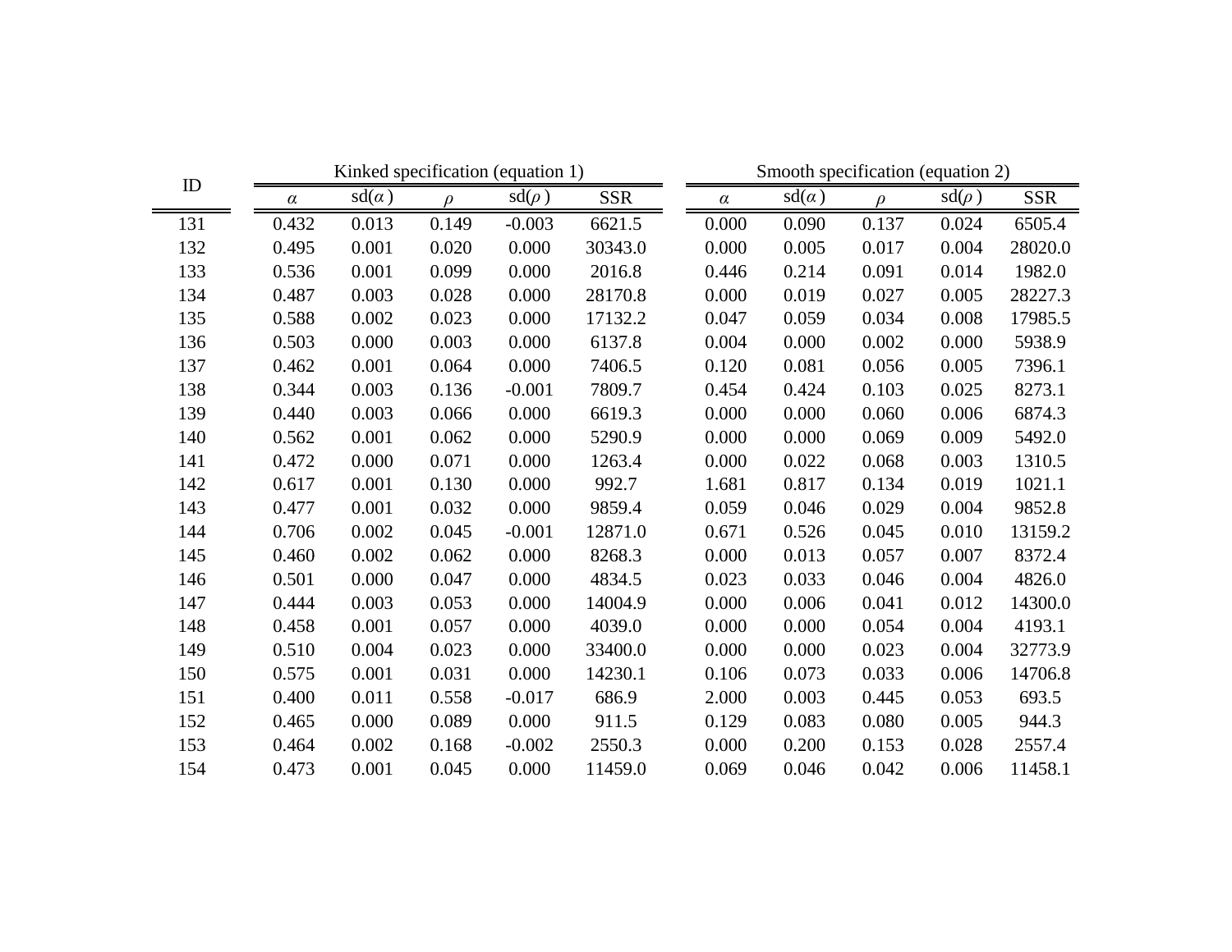| ID | Kinked specification (equation 1) | | | | | Smooth specification (equation 2) | | | | |
|---|---|---|---|---|---|---|---|---|---|---|
| | $\alpha$ | sd($\alpha$) | $\rho$ | sd($\rho$) | SSR | $\alpha$ | sd($\alpha$) | $\rho$ | sd($\rho$) | SSR |
| 131 | 0.432 | 0.013 | 0.149 | -0.003 | 6621.5 | 0.000 | 0.090 | 0.137 | 0.024 | 6505.4 |
| 132 | 0.495 | 0.001 | 0.020 | 0.000 | 30343.0 | 0.000 | 0.005 | 0.017 | 0.004 | 28020.0 |
| 133 | 0.536 | 0.001 | 0.099 | 0.000 | 2016.8 | 0.446 | 0.214 | 0.091 | 0.014 | 1982.0 |
| 134 | 0.487 | 0.003 | 0.028 | 0.000 | 28170.8 | 0.000 | 0.019 | 0.027 | 0.005 | 28227.3 |
| 135 | 0.588 | 0.002 | 0.023 | 0.000 | 17132.2 | 0.047 | 0.059 | 0.034 | 0.008 | 17985.5 |
| 136 | 0.503 | 0.000 | 0.003 | 0.000 | 6137.8 | 0.004 | 0.000 | 0.002 | 0.000 | 5938.9 |
| 137 | 0.462 | 0.001 | 0.064 | 0.000 | 7406.5 | 0.120 | 0.081 | 0.056 | 0.005 | 7396.1 |
| 138 | 0.344 | 0.003 | 0.136 | -0.001 | 7809.7 | 0.454 | 0.424 | 0.103 | 0.025 | 8273.1 |
| 139 | 0.440 | 0.003 | 0.066 | 0.000 | 6619.3 | 0.000 | 0.000 | 0.060 | 0.006 | 6874.3 |
| 140 | 0.562 | 0.001 | 0.062 | 0.000 | 5290.9 | 0.000 | 0.000 | 0.069 | 0.009 | 5492.0 |
| 141 | 0.472 | 0.000 | 0.071 | 0.000 | 1263.4 | 0.000 | 0.022 | 0.068 | 0.003 | 1310.5 |
| 142 | 0.617 | 0.001 | 0.130 | 0.000 | 992.7 | 1.681 | 0.817 | 0.134 | 0.019 | 1021.1 |
| 143 | 0.477 | 0.001 | 0.032 | 0.000 | 9859.4 | 0.059 | 0.046 | 0.029 | 0.004 | 9852.8 |
| 144 | 0.706 | 0.002 | 0.045 | -0.001 | 12871.0 | 0.671 | 0.526 | 0.045 | 0.010 | 13159.2 |
| 145 | 0.460 | 0.002 | 0.062 | 0.000 | 8268.3 | 0.000 | 0.013 | 0.057 | 0.007 | 8372.4 |
| 146 | 0.501 | 0.000 | 0.047 | 0.000 | 4834.5 | 0.023 | 0.033 | 0.046 | 0.004 | 4826.0 |
| 147 | 0.444 | 0.003 | 0.053 | 0.000 | 14004.9 | 0.000 | 0.006 | 0.041 | 0.012 | 14300.0 |
| 148 | 0.458 | 0.001 | 0.057 | 0.000 | 4039.0 | 0.000 | 0.000 | 0.054 | 0.004 | 4193.1 |
| 149 | 0.510 | 0.004 | 0.023 | 0.000 | 33400.0 | 0.000 | 0.000 | 0.023 | 0.004 | 32773.9 |
| 150 | 0.575 | 0.001 | 0.031 | 0.000 | 14230.1 | 0.106 | 0.073 | 0.033 | 0.006 | 14706.8 |
| 151 | 0.400 | 0.011 | 0.558 | -0.017 | 686.9 | 2.000 | 0.003 | 0.445 | 0.053 | 693.5 |
| 152 | 0.465 | 0.000 | 0.089 | 0.000 | 911.5 | 0.129 | 0.083 | 0.080 | 0.005 | 944.3 |
| 153 | 0.464 | 0.002 | 0.168 | -0.002 | 2550.3 | 0.000 | 0.200 | 0.153 | 0.028 | 2557.4 |
| 154 | 0.473 | 0.001 | 0.045 | 0.000 | 11459.0 | 0.069 | 0.046 | 0.042 | 0.006 | 11458.1 |